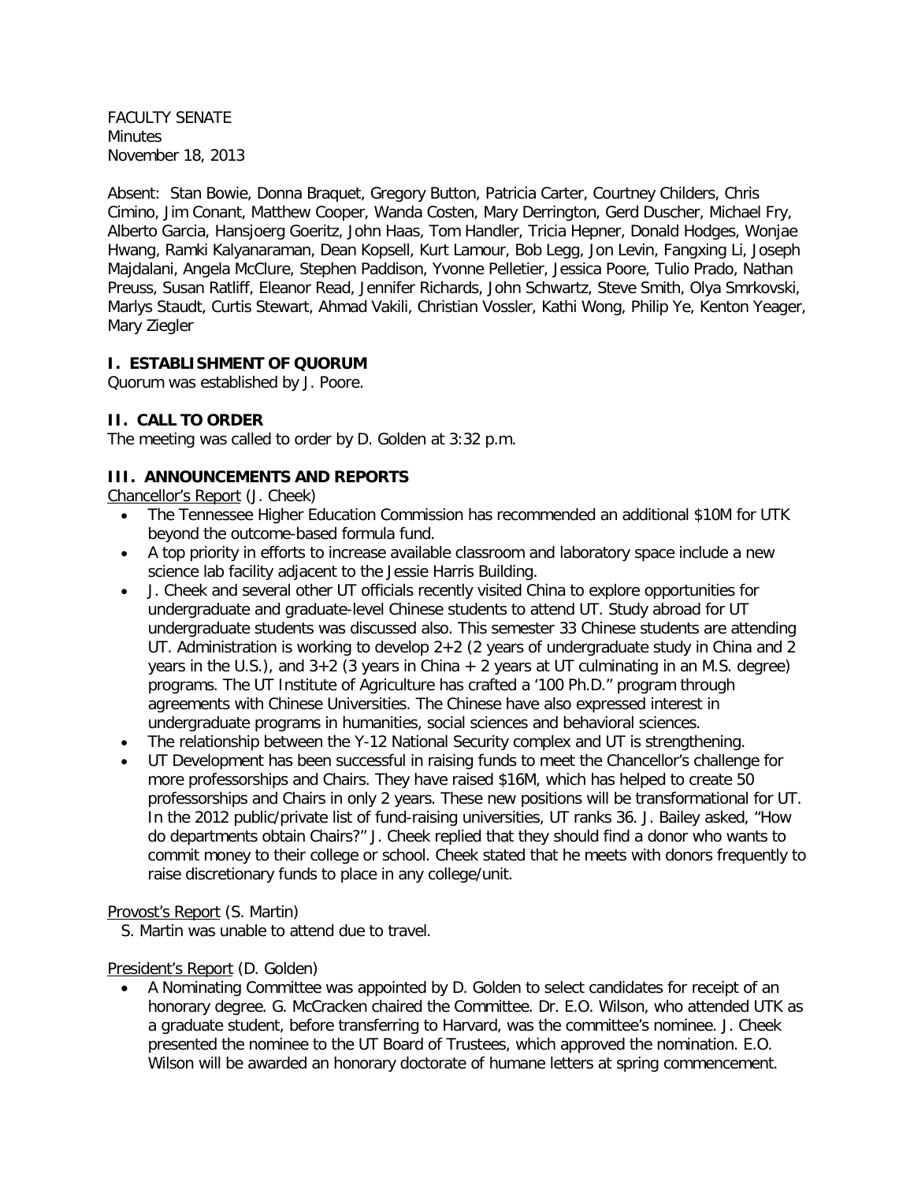FACULTY SENATE
Minutes
November 18, 2013

Absent: Stan Bowie, Donna Braquet, Gregory Button, Patricia Carter, Courtney Childers, Chris Cimino, Jim Conant, Matthew Cooper, Wanda Costen, Mary Derrington, Gerd Duscher, Michael Fry, Alberto Garcia, Hansjoerg Goeritz, John Haas, Tom Handler, Tricia Hepner, Donald Hodges, Wonjae Hwang, Ramki Kalyanaraman, Dean Kopsell, Kurt Lamour, Bob Legg, Jon Levin, Fangxing Li, Joseph Majdalani, Angela McClure, Stephen Paddison, Yvonne Pelletier, Jessica Poore, Tulio Prado, Nathan Preuss, Susan Ratliff, Eleanor Read, Jennifer Richards, John Schwartz, Steve Smith, Olya Smrkovski, Marlys Staudt, Curtis Stewart, Ahmad Vakili, Christian Vossler, Kathi Wong, Philip Ye, Kenton Yeager, Mary Ziegler

## I. ESTABLISHMENT OF QUORUM

Quorum was established by J. Poore.

## II. CALL TO ORDER

The meeting was called to order by D. Golden at 3:32 p.m.

## III. ANNOUNCEMENTS AND REPORTS

Chancellor's Report (J. Cheek)

- The Tennessee Higher Education Commission has recommended an additional $10M for UTK beyond the outcome-based formula fund.
- A top priority in efforts to increase available classroom and laboratory space include a new science lab facility adjacent to the Jessie Harris Building.
- J. Cheek and several other UT officials recently visited China to explore opportunities for undergraduate and graduate-level Chinese students to attend UT. Study abroad for UT undergraduate students was discussed also. This semester 33 Chinese students are attending UT. Administration is working to develop 2+2 (2 years of undergraduate study in China and 2 years in the U.S.), and 3+2 (3 years in China + 2 years at UT culminating in an M.S. degree) programs. The UT Institute of Agriculture has crafted a '100 Ph.D." program through agreements with Chinese Universities. The Chinese have also expressed interest in undergraduate programs in humanities, social sciences and behavioral sciences.
- The relationship between the Y-12 National Security complex and UT is strengthening.
- UT Development has been successful in raising funds to meet the Chancellor's challenge for more professorships and Chairs. They have raised $16M, which has helped to create 50 professorships and Chairs in only 2 years. These new positions will be transformational for UT. In the 2012 public/private list of fund-raising universities, UT ranks 36. J. Bailey asked, "How do departments obtain Chairs?" J. Cheek replied that they should find a donor who wants to commit money to their college or school. Cheek stated that he meets with donors frequently to raise discretionary funds to place in any college/unit.

Provost's Report (S. Martin)

S. Martin was unable to attend due to travel.

President's Report (D. Golden)

- A Nominating Committee was appointed by D. Golden to select candidates for receipt of an honorary degree. G. McCracken chaired the Committee. Dr. E.O. Wilson, who attended UTK as a graduate student, before transferring to Harvard, was the committee's nominee. J. Cheek presented the nominee to the UT Board of Trustees, which approved the nomination. E.O. Wilson will be awarded an honorary doctorate of humane letters at spring commencement.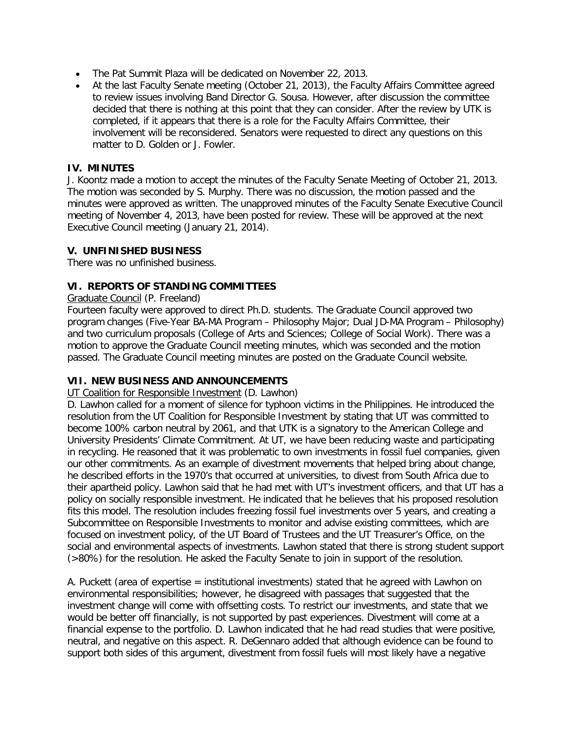- The Pat Summit Plaza will be dedicated on November 22, 2013.
- At the last Faculty Senate meeting (October 21, 2013), the Faculty Affairs Committee agreed to review issues involving Band Director G. Sousa. However, after discussion the committee decided that there is nothing at this point that they can consider. After the review by UTK is completed, if it appears that there is a role for the Faculty Affairs Committee, their involvement will be reconsidered. Senators were requested to direct any questions on this matter to D. Golden or J. Fowler.

## IV. MINUTES

J. Koontz made a motion to accept the minutes of the Faculty Senate Meeting of October 21, 2013. The motion was seconded by S. Murphy. There was no discussion, the motion passed and the minutes were approved as written. The unapproved minutes of the Faculty Senate Executive Council meeting of November 4, 2013, have been posted for review. These will be approved at the next Executive Council meeting (January 21, 2014).

## V. UNFINISHED BUSINESS

There was no unfinished business.

## VI. REPORTS OF STANDING COMMITTEES

Graduate Council (P. Freeland)

Fourteen faculty were approved to direct Ph.D. students. The Graduate Council approved two program changes (Five-Year BA-MA Program – Philosophy Major; Dual JD-MA Program – Philosophy) and two curriculum proposals (College of Arts and Sciences; College of Social Work). There was a motion to approve the Graduate Council meeting minutes, which was seconded and the motion passed. The Graduate Council meeting minutes are posted on the Graduate Council website.

## VII. NEW BUSINESS AND ANNOUNCEMENTS

UT Coalition for Responsible Investment (D. Lawhon)

D. Lawhon called for a moment of silence for typhoon victims in the Philippines. He introduced the resolution from the UT Coalition for Responsible Investment by stating that UT was committed to become 100% carbon neutral by 2061, and that UTK is a signatory to the American College and University Presidents' Climate Commitment. At UT, we have been reducing waste and participating in recycling. He reasoned that it was problematic to own investments in fossil fuel companies, given our other commitments. As an example of divestment movements that helped bring about change, he described efforts in the 1970's that occurred at universities, to divest from South Africa due to their apartheid policy. Lawhon said that he had met with UT's investment officers, and that UT has a policy on socially responsible investment. He indicated that he believes that his proposed resolution fits this model. The resolution includes freezing fossil fuel investments over 5 years, and creating a Subcommittee on Responsible Investments to monitor and advise existing committees, which are focused on investment policy, of the UT Board of Trustees and the UT Treasurer's Office, on the social and environmental aspects of investments. Lawhon stated that there is strong student support (>80%) for the resolution. He asked the Faculty Senate to join in support of the resolution.

A. Puckett (area of expertise = institutional investments) stated that he agreed with Lawhon on environmental responsibilities; however, he disagreed with passages that suggested that the investment change will come with offsetting costs. To restrict our investments, and state that we would be better off financially, is not supported by past experiences. Divestment will come at a financial expense to the portfolio. D. Lawhon indicated that he had read studies that were positive, neutral, and negative on this aspect. R. DeGennaro added that although evidence can be found to support both sides of this argument, divestment from fossil fuels will most likely have a negative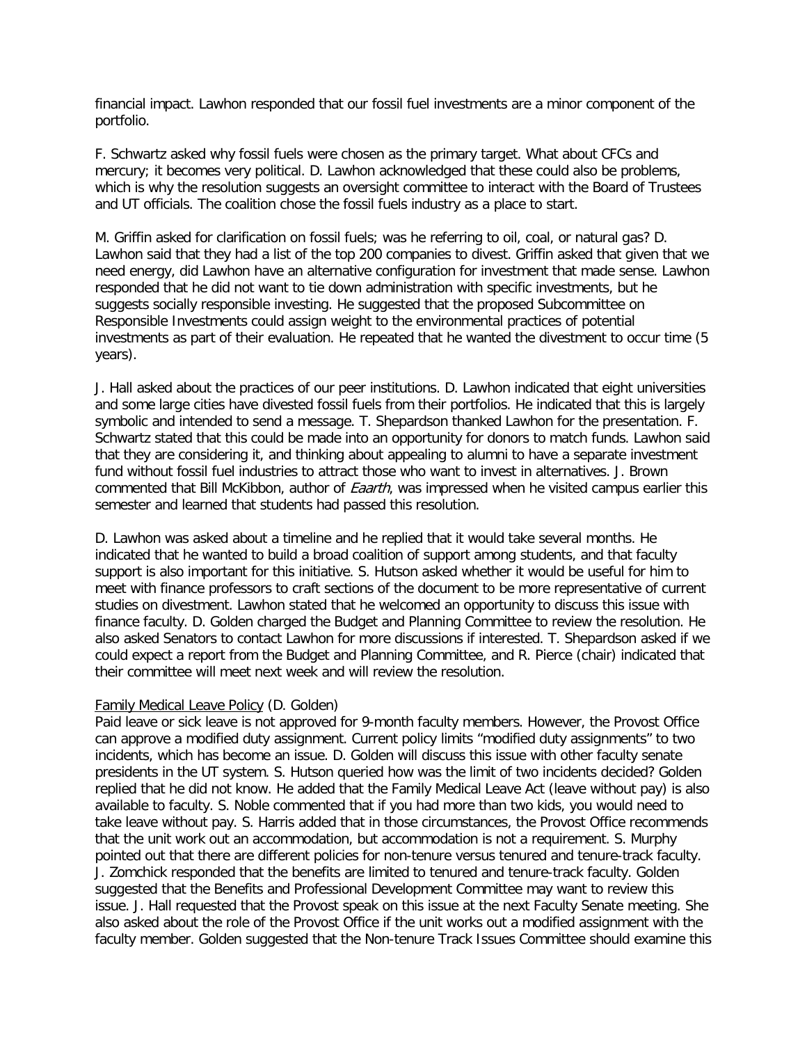financial impact. Lawhon responded that our fossil fuel investments are a minor component of the portfolio.

F. Schwartz asked why fossil fuels were chosen as the primary target. What about CFCs and mercury; it becomes very political. D. Lawhon acknowledged that these could also be problems, which is why the resolution suggests an oversight committee to interact with the Board of Trustees and UT officials. The coalition chose the fossil fuels industry as a place to start.

M. Griffin asked for clarification on fossil fuels; was he referring to oil, coal, or natural gas? D. Lawhon said that they had a list of the top 200 companies to divest. Griffin asked that given that we need energy, did Lawhon have an alternative configuration for investment that made sense. Lawhon responded that he did not want to tie down administration with specific investments, but he suggests socially responsible investing. He suggested that the proposed Subcommittee on Responsible Investments could assign weight to the environmental practices of potential investments as part of their evaluation. He repeated that he wanted the divestment to occur time (5 years).

J. Hall asked about the practices of our peer institutions. D. Lawhon indicated that eight universities and some large cities have divested fossil fuels from their portfolios. He indicated that this is largely symbolic and intended to send a message. T. Shepardson thanked Lawhon for the presentation. F. Schwartz stated that this could be made into an opportunity for donors to match funds. Lawhon said that they are considering it, and thinking about appealing to alumni to have a separate investment fund without fossil fuel industries to attract those who want to invest in alternatives. J. Brown commented that Bill McKibbon, author of *Eaarth*, was impressed when he visited campus earlier this semester and learned that students had passed this resolution.

D. Lawhon was asked about a timeline and he replied that it would take several months. He indicated that he wanted to build a broad coalition of support among students, and that faculty support is also important for this initiative. S. Hutson asked whether it would be useful for him to meet with finance professors to craft sections of the document to be more representative of current studies on divestment. Lawhon stated that he welcomed an opportunity to discuss this issue with finance faculty. D. Golden charged the Budget and Planning Committee to review the resolution. He also asked Senators to contact Lawhon for more discussions if interested. T. Shepardson asked if we could expect a report from the Budget and Planning Committee, and R. Pierce (chair) indicated that their committee will meet next week and will review the resolution.

<u>Family Medical Leave Policy</u> (D. Golden)
Paid leave or sick leave is not approved for 9-month faculty members. However, the Provost Office can approve a modified duty assignment. Current policy limits "modified duty assignments" to two incidents, which has become an issue. D. Golden will discuss this issue with other faculty senate presidents in the UT system. S. Hutson queried how was the limit of two incidents decided? Golden replied that he did not know. He added that the Family Medical Leave Act (leave without pay) is also available to faculty. S. Noble commented that if you had more than two kids, you would need to take leave without pay. S. Harris added that in those circumstances, the Provost Office recommends that the unit work out an accommodation, but accommodation is not a requirement. S. Murphy pointed out that there are different policies for non-tenure versus tenured and tenure-track faculty. J. Zomchick responded that the benefits are limited to tenured and tenure-track faculty. Golden suggested that the Benefits and Professional Development Committee may want to review this issue. J. Hall requested that the Provost speak on this issue at the next Faculty Senate meeting. She also asked about the role of the Provost Office if the unit works out a modified assignment with the faculty member. Golden suggested that the Non-tenure Track Issues Committee should examine this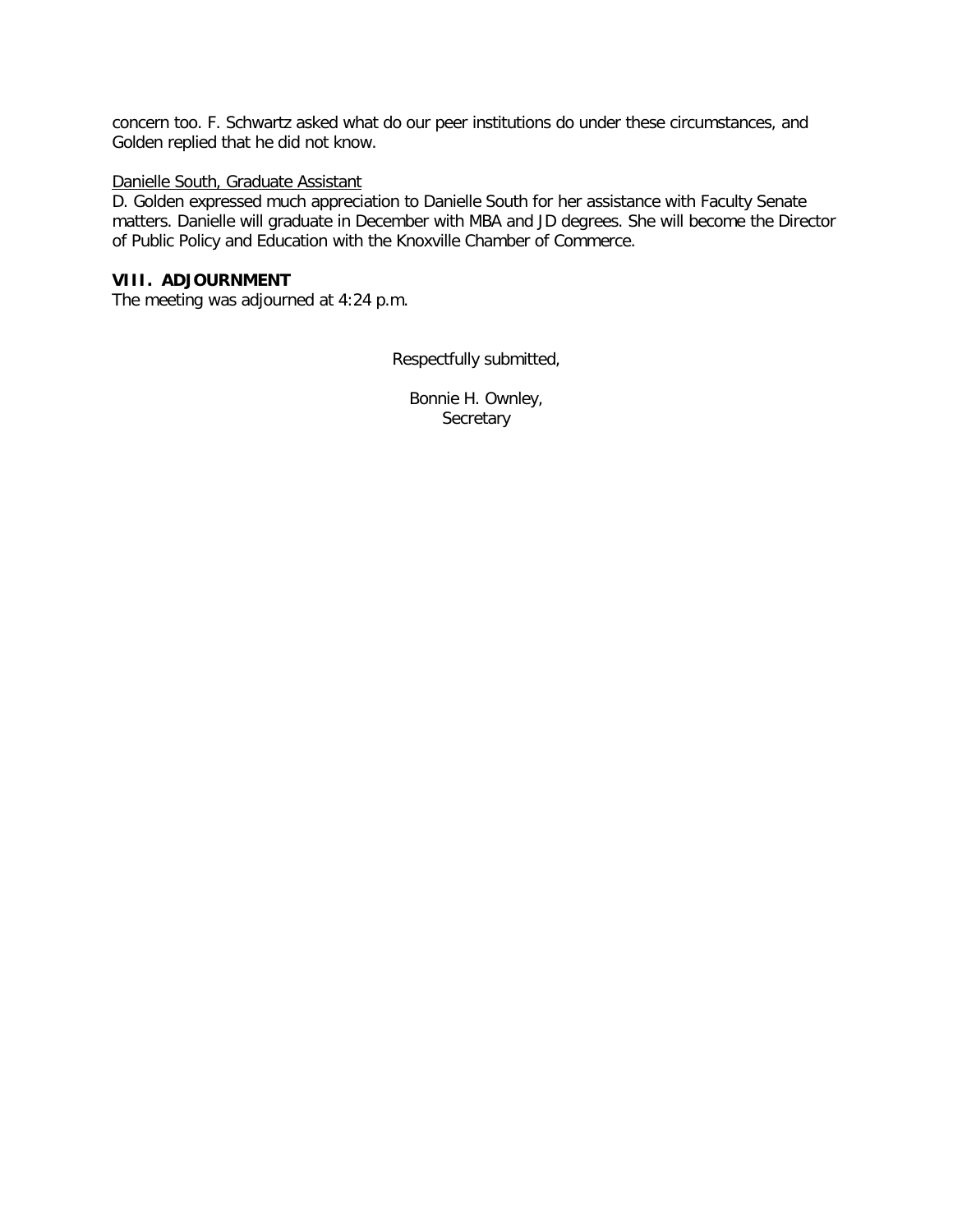concern too. F. Schwartz asked what do our peer institutions do under these circumstances, and Golden replied that he did not know.

Danielle South, Graduate Assistant

D. Golden expressed much appreciation to Danielle South for her assistance with Faculty Senate matters. Danielle will graduate in December with MBA and JD degrees. She will become the Director of Public Policy and Education with the Knoxville Chamber of Commerce.

**VIII. ADJOURNMENT**

The meeting was adjourned at 4:24 p.m.

Respectfully submitted,

Bonnie H. Ownley,
Secretary